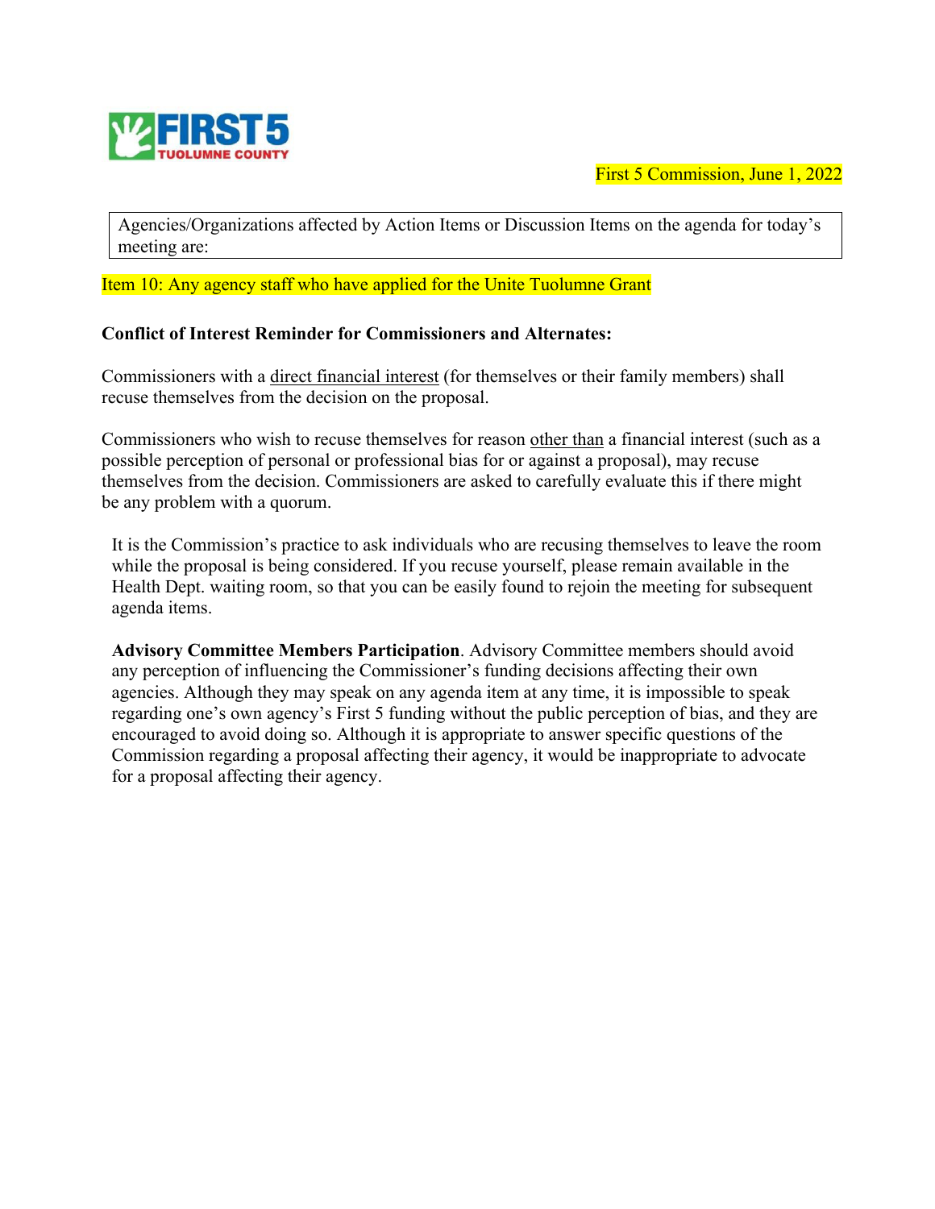First 5 Commission, June 1, 2022

Agencies/Organizations affected by Action Items or Discussion Items on the agenda for today's meeting are:

Item 10: Any agency staff who have applied for the Unite Tuolumne Grant

**Conflict of Interest Reminder for Commissioners and Alternates:**

Commissioners with a direct financial interest (for themselves or their family members) shall recuse themselves from the decision on the proposal.

Commissioners who wish to recuse themselves for reason other than a financial interest (such as a possible perception of personal or professional bias for or against a proposal), may recuse themselves from the decision. Commissioners are asked to carefully evaluate this if there might be any problem with a quorum.

It is the Commission's practice to ask individuals who are recusing themselves to leave the room while the proposal is being considered. If you recuse yourself, please remain available in the Health Dept. waiting room, so that you can be easily found to rejoin the meeting for subsequent agenda items.

**Advisory Committee Members Participation**. Advisory Committee members should avoid any perception of influencing the Commissioner's funding decisions affecting their own agencies. Although they may speak on any agenda item at any time, it is impossible to speak regarding one's own agency's First 5 funding without the public perception of bias, and they are encouraged to avoid doing so. Although it is appropriate to answer specific questions of the Commission regarding a proposal affecting their agency, it would be inappropriate to advocate for a proposal affecting their agency.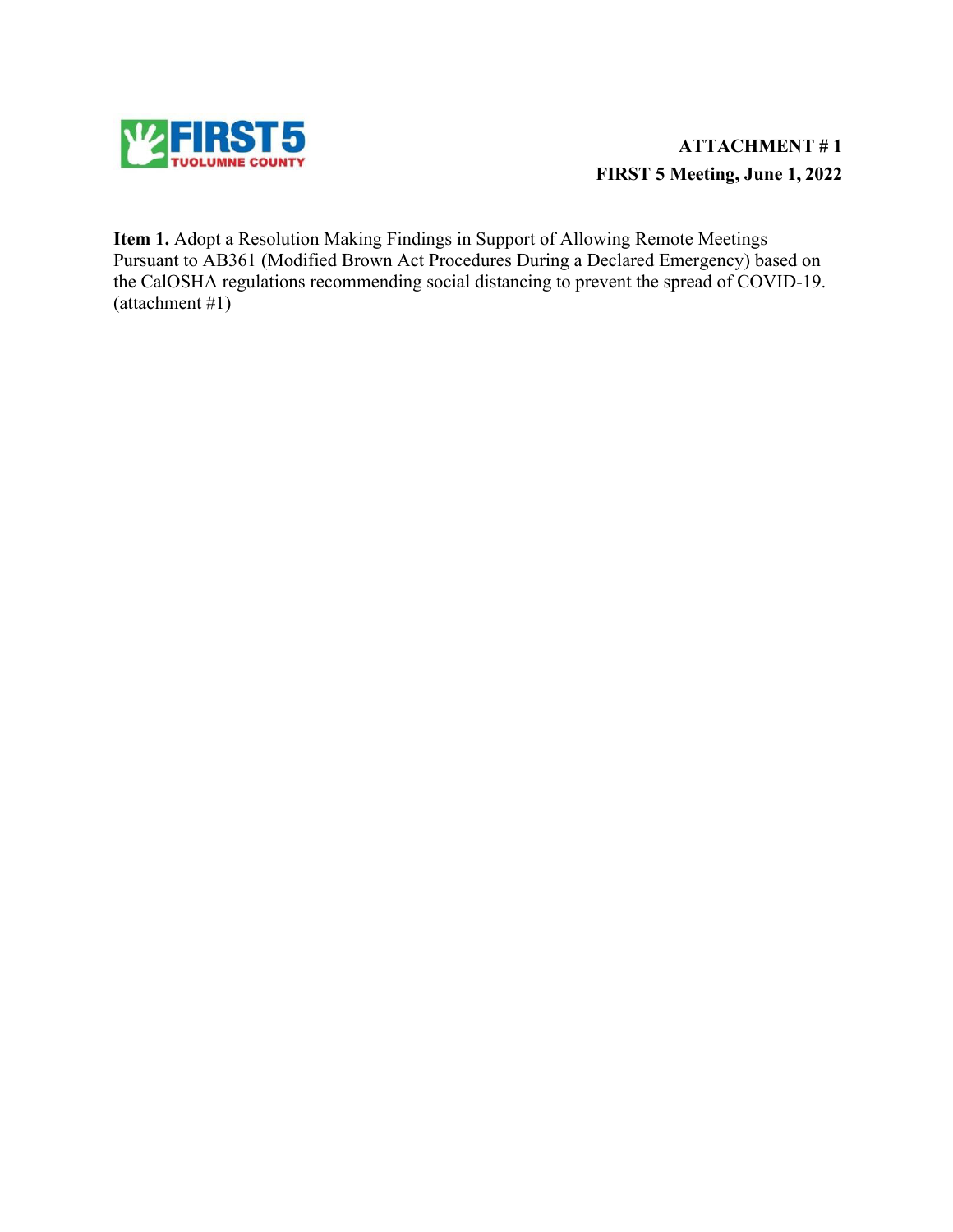**ATTACHMENT # 1**
**FIRST 5 Meeting, June 1, 2022**

**Item 1.** Adopt a Resolution Making Findings in Support of Allowing Remote Meetings Pursuant to AB361 (Modified Brown Act Procedures During a Declared Emergency) based on the CalOSHA regulations recommending social distancing to prevent the spread of COVID-19. (attachment #1)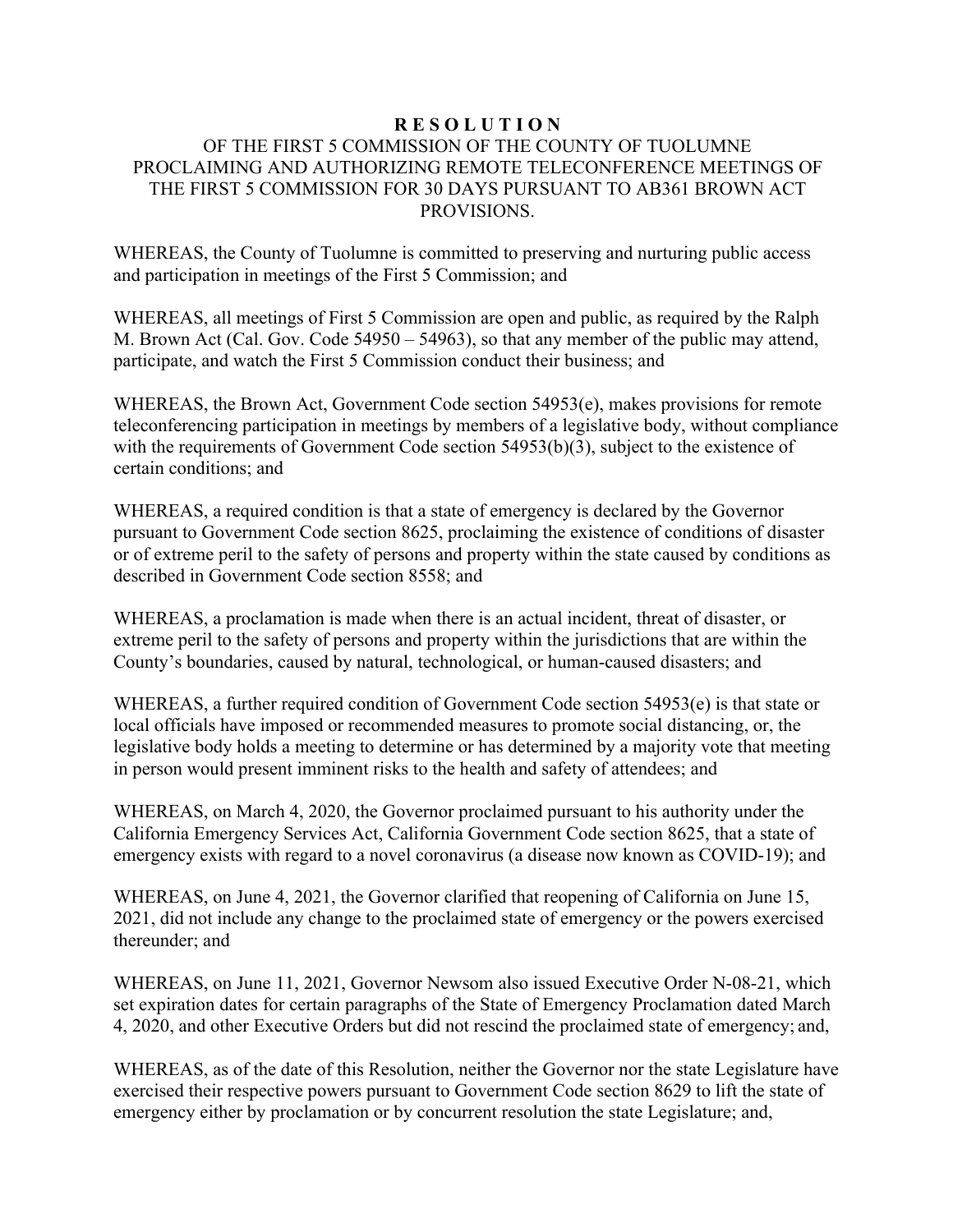# R E S O L U T I O N

## OF THE FIRST 5 COMMISSION OF THE COUNTY OF TUOLUMNE PROCLAIMING AND AUTHORIZING REMOTE TELECONFERENCE MEETINGS OF THE FIRST 5 COMMISSION FOR 30 DAYS PURSUANT TO AB361 BROWN ACT PROVISIONS.

WHEREAS, the County of Tuolumne is committed to preserving and nurturing public access and participation in meetings of the First 5 Commission; and

WHEREAS, all meetings of First 5 Commission are open and public, as required by the Ralph M. Brown Act (Cal. Gov. Code 54950 – 54963), so that any member of the public may attend, participate, and watch the First 5 Commission conduct their business; and

WHEREAS, the Brown Act, Government Code section 54953(e), makes provisions for remote teleconferencing participation in meetings by members of a legislative body, without compliance with the requirements of Government Code section 54953(b)(3), subject to the existence of certain conditions; and

WHEREAS, a required condition is that a state of emergency is declared by the Governor pursuant to Government Code section 8625, proclaiming the existence of conditions of disaster or of extreme peril to the safety of persons and property within the state caused by conditions as described in Government Code section 8558; and

WHEREAS, a proclamation is made when there is an actual incident, threat of disaster, or extreme peril to the safety of persons and property within the jurisdictions that are within the County's boundaries, caused by natural, technological, or human-caused disasters; and

WHEREAS, a further required condition of Government Code section 54953(e) is that state or local officials have imposed or recommended measures to promote social distancing, or, the legislative body holds a meeting to determine or has determined by a majority vote that meeting in person would present imminent risks to the health and safety of attendees; and

WHEREAS, on March 4, 2020, the Governor proclaimed pursuant to his authority under the California Emergency Services Act, California Government Code section 8625, that a state of emergency exists with regard to a novel coronavirus (a disease now known as COVID-19); and

WHEREAS, on June 4, 2021, the Governor clarified that reopening of California on June 15, 2021, did not include any change to the proclaimed state of emergency or the powers exercised thereunder; and

WHEREAS, on June 11, 2021, Governor Newsom also issued Executive Order N-08-21, which set expiration dates for certain paragraphs of the State of Emergency Proclamation dated March 4, 2020, and other Executive Orders but did not rescind the proclaimed state of emergency; and,

WHEREAS, as of the date of this Resolution, neither the Governor nor the state Legislature have exercised their respective powers pursuant to Government Code section 8629 to lift the state of emergency either by proclamation or by concurrent resolution the state Legislature; and,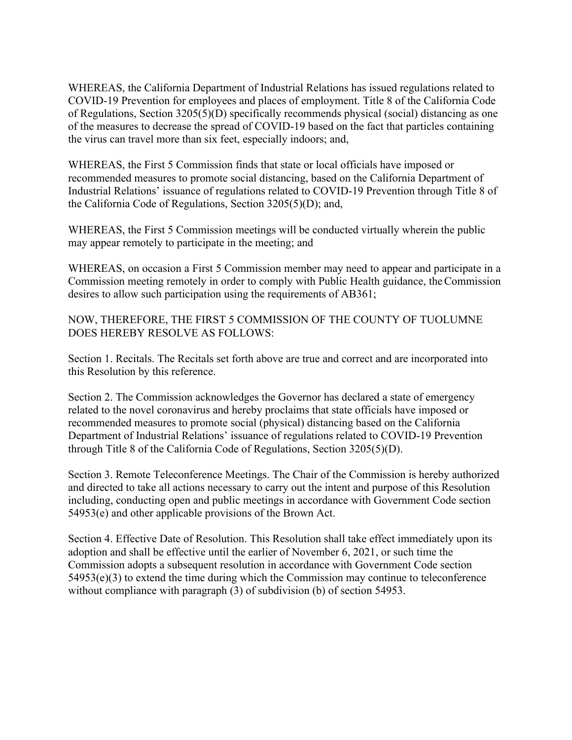WHEREAS, the California Department of Industrial Relations has issued regulations related to COVID-19 Prevention for employees and places of employment. Title 8 of the California Code of Regulations, Section 3205(5)(D) specifically recommends physical (social) distancing as one of the measures to decrease the spread of COVID-19 based on the fact that particles containing the virus can travel more than six feet, especially indoors; and,

WHEREAS, the First 5 Commission finds that state or local officials have imposed or recommended measures to promote social distancing, based on the California Department of Industrial Relations' issuance of regulations related to COVID-19 Prevention through Title 8 of the California Code of Regulations, Section 3205(5)(D); and,

WHEREAS, the First 5 Commission meetings will be conducted virtually wherein the public may appear remotely to participate in the meeting; and

WHEREAS, on occasion a First 5 Commission member may need to appear and participate in a Commission meeting remotely in order to comply with Public Health guidance, the Commission desires to allow such participation using the requirements of AB361;

NOW, THEREFORE, THE FIRST 5 COMMISSION OF THE COUNTY OF TUOLUMNE DOES HEREBY RESOLVE AS FOLLOWS:

Section 1. Recitals. The Recitals set forth above are true and correct and are incorporated into this Resolution by this reference.

Section 2. The Commission acknowledges the Governor has declared a state of emergency related to the novel coronavirus and hereby proclaims that state officials have imposed or recommended measures to promote social (physical) distancing based on the California Department of Industrial Relations' issuance of regulations related to COVID-19 Prevention through Title 8 of the California Code of Regulations, Section 3205(5)(D).

Section 3. Remote Teleconference Meetings. The Chair of the Commission is hereby authorized and directed to take all actions necessary to carry out the intent and purpose of this Resolution including, conducting open and public meetings in accordance with Government Code section 54953(e) and other applicable provisions of the Brown Act.

Section 4. Effective Date of Resolution. This Resolution shall take effect immediately upon its adoption and shall be effective until the earlier of November 6, 2021, or such time the Commission adopts a subsequent resolution in accordance with Government Code section 54953(e)(3) to extend the time during which the Commission may continue to teleconference without compliance with paragraph (3) of subdivision (b) of section 54953.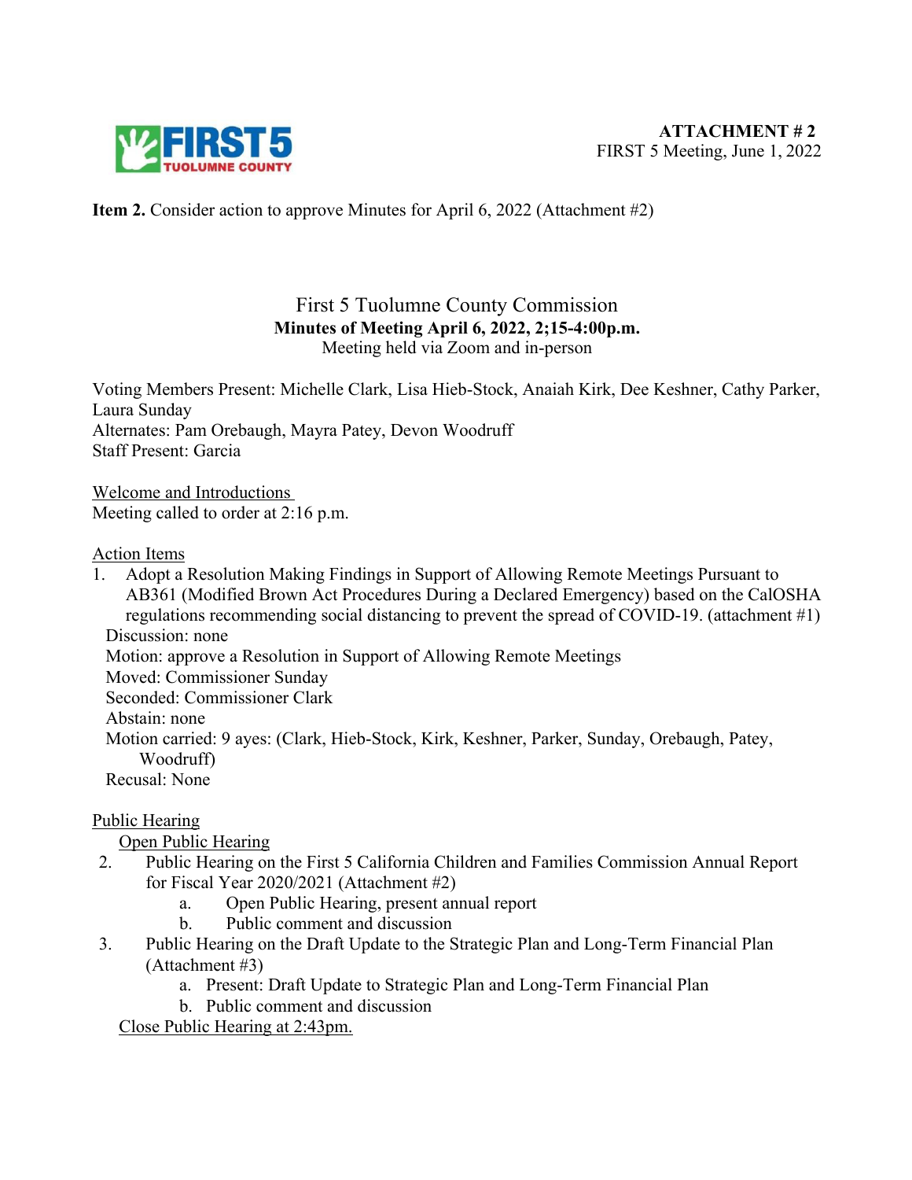**ATTACHMENT # 2**
FIRST 5 Meeting, June 1, 2022

**Item 2.** Consider action to approve Minutes for April 6, 2022 (Attachment #2)

First 5 Tuolumne County Commission
**Minutes of Meeting April 6, 2022, 2;15-4:00p.m.**
Meeting held via Zoom and in-person

Voting Members Present: Michelle Clark, Lisa Hieb-Stock, Anaiah Kirk, Dee Keshner, Cathy Parker, Laura Sunday
Alternates: Pam Orebaugh, Mayra Patey, Devon Woodruff
Staff Present: Garcia

Welcome and Introductions
Meeting called to order at 2:16 p.m.

Action Items

1. Adopt a Resolution Making Findings in Support of Allowing Remote Meetings Pursuant to AB361 (Modified Brown Act Procedures During a Declared Emergency) based on the CalOSHA regulations recommending social distancing to prevent the spread of COVID-19. (attachment #1)
   Discussion: none
   Motion: approve a Resolution in Support of Allowing Remote Meetings
   Moved: Commissioner Sunday
   Seconded: Commissioner Clark
   Abstain: none
   Motion carried: 9 ayes: (Clark, Hieb-Stock, Kirk, Keshner, Parker, Sunday, Orebaugh, Patey, Woodruff)
   Recusal: None

Public Hearing
Open Public Hearing

2. Public Hearing on the First 5 California Children and Families Commission Annual Report for Fiscal Year 2020/2021 (Attachment #2)
   a. Open Public Hearing, present annual report
   b. Public comment and discussion
3. Public Hearing on the Draft Update to the Strategic Plan and Long-Term Financial Plan (Attachment #3)
   a. Present: Draft Update to Strategic Plan and Long-Term Financial Plan
   b. Public comment and discussion

Close Public Hearing at 2:43pm.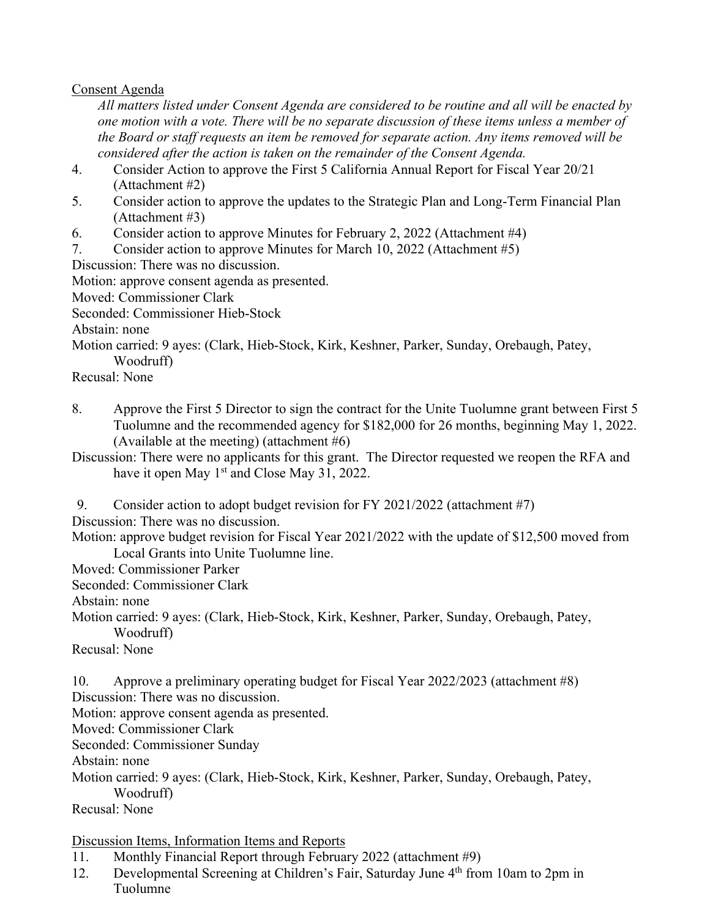Consent Agenda

*All matters listed under Consent Agenda are considered to be routine and all will be enacted by one motion with a vote. There will be no separate discussion of these items unless a member of the Board or staff requests an item be removed for separate action. Any items removed will be considered after the action is taken on the remainder of the Consent Agenda.*

4. Consider Action to approve the First 5 California Annual Report for Fiscal Year 20/21 (Attachment #2)
5. Consider action to approve the updates to the Strategic Plan and Long-Term Financial Plan (Attachment #3)
6. Consider action to approve Minutes for February 2, 2022 (Attachment #4)
7. Consider action to approve Minutes for March 10, 2022 (Attachment #5)

Discussion: There was no discussion.

Motion: approve consent agenda as presented.

Moved: Commissioner Clark

Seconded: Commissioner Hieb-Stock

Abstain: none

Motion carried: 9 ayes: (Clark, Hieb-Stock, Kirk, Keshner, Parker, Sunday, Orebaugh, Patey, Woodruff)

Recusal: None

8. Approve the First 5 Director to sign the contract for the Unite Tuolumne grant between First 5 Tuolumne and the recommended agency for $182,000 for 26 months, beginning May 1, 2022. (Available at the meeting) (attachment #6)

Discussion: There were no applicants for this grant. The Director requested we reopen the RFA and have it open May 1st and Close May 31, 2022.

9. Consider action to adopt budget revision for FY 2021/2022 (attachment #7)

Discussion: There was no discussion.

Motion: approve budget revision for Fiscal Year 2021/2022 with the update of $12,500 moved from Local Grants into Unite Tuolumne line.

Moved: Commissioner Parker

Seconded: Commissioner Clark

Abstain: none

Motion carried: 9 ayes: (Clark, Hieb-Stock, Kirk, Keshner, Parker, Sunday, Orebaugh, Patey, Woodruff)

Recusal: None

10. Approve a preliminary operating budget for Fiscal Year 2022/2023 (attachment #8)

Discussion: There was no discussion.

Motion: approve consent agenda as presented.

Moved: Commissioner Clark

Seconded: Commissioner Sunday

Abstain: none

Motion carried: 9 ayes: (Clark, Hieb-Stock, Kirk, Keshner, Parker, Sunday, Orebaugh, Patey, Woodruff)

Recusal: None

Discussion Items, Information Items and Reports

11. Monthly Financial Report through February 2022 (attachment #9)
12. Developmental Screening at Children's Fair, Saturday June 4th from 10am to 2pm in Tuolumne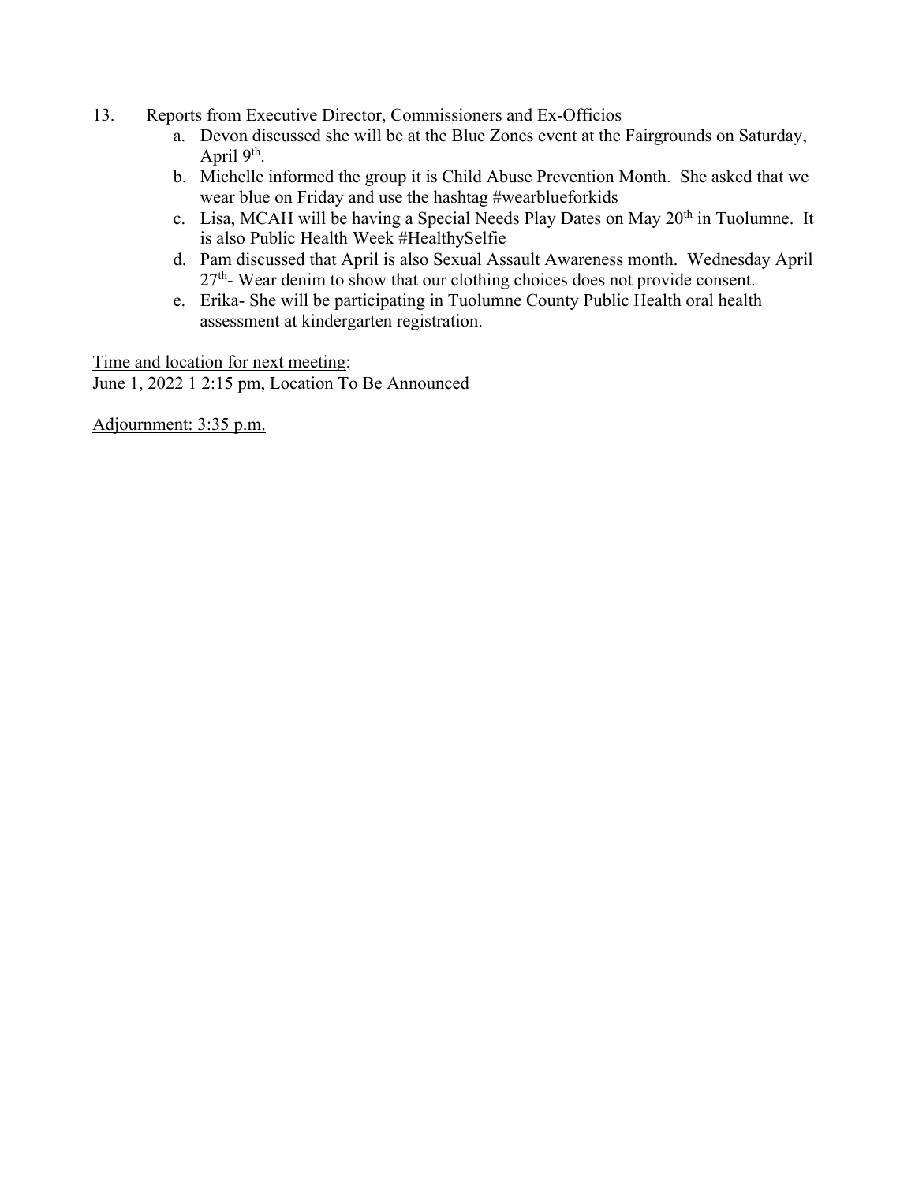13. Reports from Executive Director, Commissioners and Ex-Officios
    a. Devon discussed she will be at the Blue Zones event at the Fairgrounds on Saturday, April 9th.
    b. Michelle informed the group it is Child Abuse Prevention Month. She asked that we wear blue on Friday and use the hashtag #wearblueforkids
    c. Lisa, MCAH will be having a Special Needs Play Dates on May 20th in Tuolumne. It is also Public Health Week #HealthySelfie
    d. Pam discussed that April is also Sexual Assault Awareness month. Wednesday April 27th- Wear denim to show that our clothing choices does not provide consent.
    e. Erika- She will be participating in Tuolumne County Public Health oral health assessment at kindergarten registration.

Time and location for next meeting:
June 1, 2022 1 2:15 pm, Location To Be Announced

Adjournment: 3:35 p.m.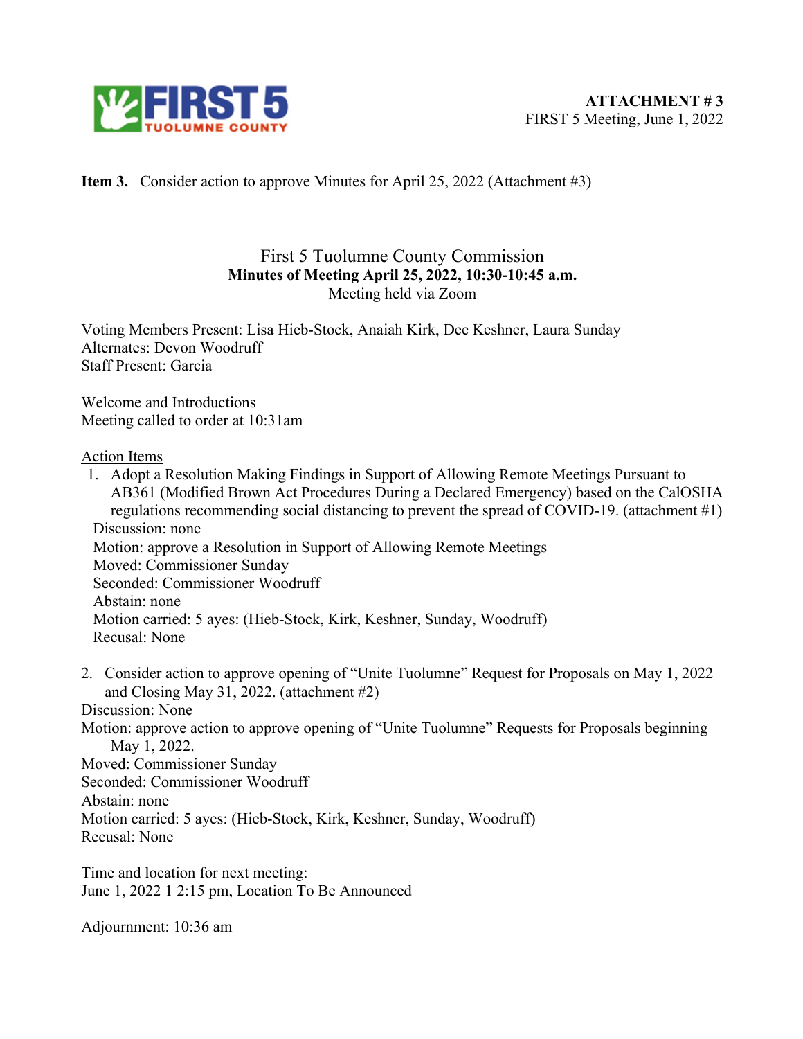**ATTACHMENT # 3**
FIRST 5 Meeting, June 1, 2022

**Item 3.** Consider action to approve Minutes for April 25, 2022 (Attachment #3)

First 5 Tuolumne County Commission
**Minutes of Meeting April 25, 2022, 10:30-10:45 a.m.**
Meeting held via Zoom

Voting Members Present: Lisa Hieb-Stock, Anaiah Kirk, Dee Keshner, Laura Sunday
Alternates: Devon Woodruff
Staff Present: Garcia

Welcome and Introductions
Meeting called to order at 10:31am

Action Items

1. Adopt a Resolution Making Findings in Support of Allowing Remote Meetings Pursuant to AB361 (Modified Brown Act Procedures During a Declared Emergency) based on the CalOSHA regulations recommending social distancing to prevent the spread of COVID-19. (attachment #1)
   Discussion: none
   Motion: approve a Resolution in Support of Allowing Remote Meetings
   Moved: Commissioner Sunday
   Seconded: Commissioner Woodruff
   Abstain: none
   Motion carried: 5 ayes: (Hieb-Stock, Kirk, Keshner, Sunday, Woodruff)
   Recusal: None

2. Consider action to approve opening of "Unite Tuolumne" Request for Proposals on May 1, 2022 and Closing May 31, 2022. (attachment #2)

Discussion: None
Motion: approve action to approve opening of "Unite Tuolumne" Requests for Proposals beginning May 1, 2022.
Moved: Commissioner Sunday
Seconded: Commissioner Woodruff
Abstain: none
Motion carried: 5 ayes: (Hieb-Stock, Kirk, Keshner, Sunday, Woodruff)
Recusal: None

Time and location for next meeting:
June 1, 2022 1 2:15 pm, Location To Be Announced

Adjournment: 10:36 am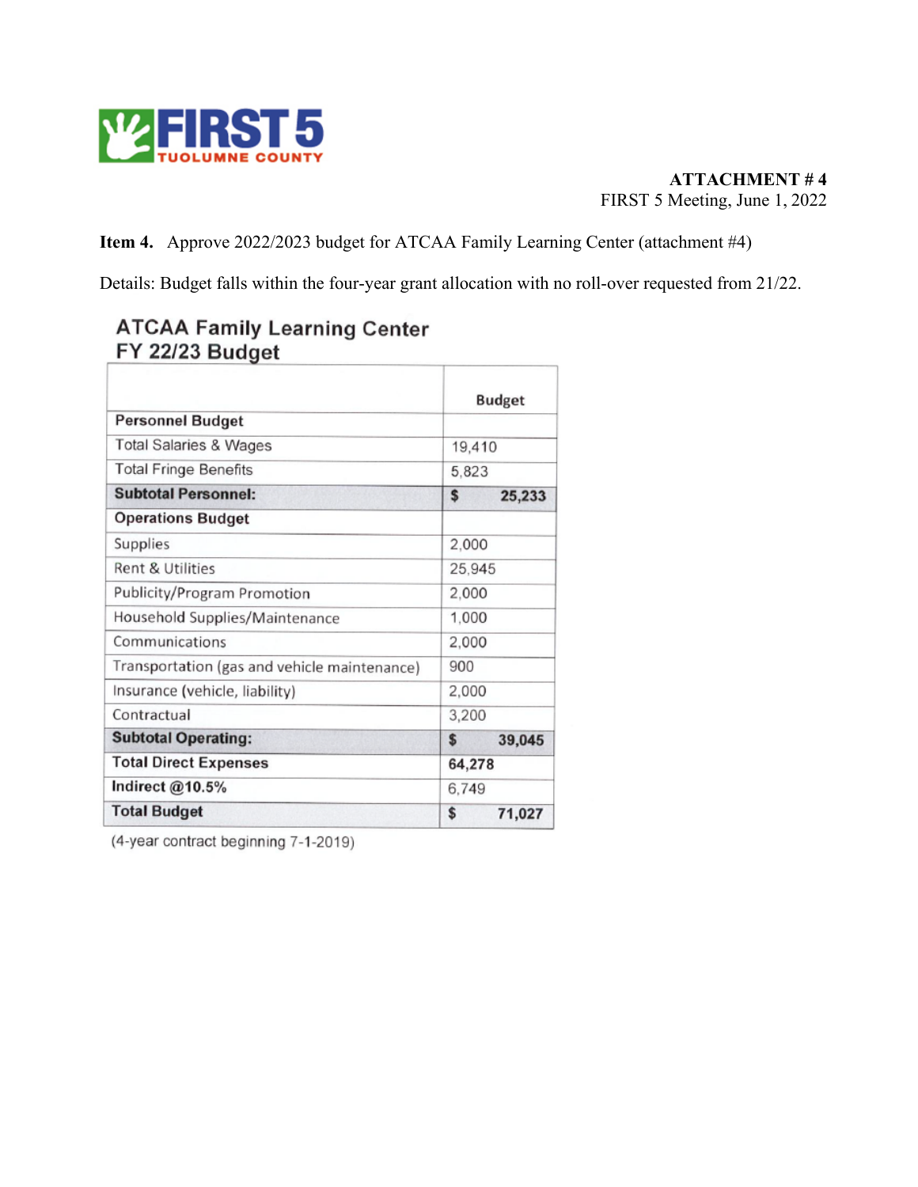FIRST 5 TUOLUMNE COUNTY

**ATTACHMENT # 4**
FIRST 5 Meeting, June 1, 2022

**Item 4.** Approve 2022/2023 budget for ATCAA Family Learning Center (attachment #4)

Details: Budget falls within the four-year grant allocation with no roll-over requested from 21/22.

## ATCAA Family Learning Center FY 22/23 Budget

| | Budget |
|---|---|
| **Personnel Budget** | |
| Total Salaries & Wages | 19,410 |
| Total Fringe Benefits | 5,823 |
| **Subtotal Personnel:** | **$ 25,233** |
| **Operations Budget** | |
| Supplies | 2,000 |
| Rent & Utilities | 25,945 |
| Publicity/Program Promotion | 2,000 |
| Household Supplies/Maintenance | 1,000 |
| Communications | 2,000 |
| Transportation (gas and vehicle maintenance) | 900 |
| Insurance (vehicle, liability) | 2,000 |
| Contractual | 3,200 |
| **Subtotal Operating:** | **$ 39,045** |
| **Total Direct Expenses** | **64,278** |
| **Indirect @10.5%** | 6,749 |
| **Total Budget** | **$ 71,027** |

(4-year contract beginning 7-1-2019)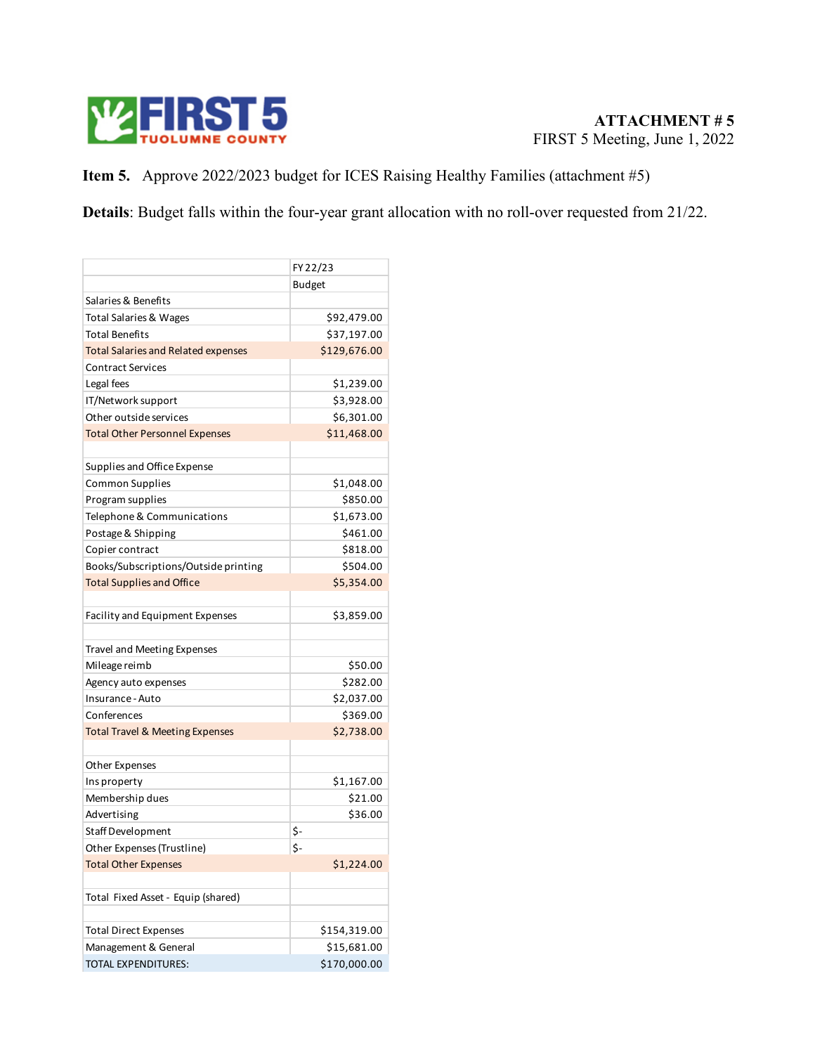**FIRST 5 TUOLUMNE COUNTY**

**ATTACHMENT # 5**
FIRST 5 Meeting, June 1, 2022

**Item 5.** Approve 2022/2023 budget for ICES Raising Healthy Families (attachment #5)

**Details**: Budget falls within the four-year grant allocation with no roll-over requested from 21/22.

| | FY 22/23 Budget |
|---|---|
| Salaries & Benefits | |
| Total Salaries & Wages | $92,479.00 |
| Total Benefits | $37,197.00 |
| Total Salaries and Related expenses | $129,676.00 |
| Contract Services | |
| Legal fees | $1,239.00 |
| IT/Network support | $3,928.00 |
| Other outside services | $6,301.00 |
| Total Other Personnel Expenses | $11,468.00 |
| | |
| Supplies and Office Expense | |
| Common Supplies | $1,048.00 |
| Program supplies | $850.00 |
| Telephone & Communications | $1,673.00 |
| Postage & Shipping | $461.00 |
| Copier contract | $818.00 |
| Books/Subscriptions/Outside printing | $504.00 |
| Total Supplies and Office | $5,354.00 |
| | |
| Facility and Equipment Expenses | $3,859.00 |
| | |
| Travel and Meeting Expenses | |
| Mileage reimb | $50.00 |
| Agency auto expenses | $282.00 |
| Insurance - Auto | $2,037.00 |
| Conferences | $369.00 |
| Total Travel & Meeting Expenses | $2,738.00 |
| | |
| Other Expenses | |
| Ins property | $1,167.00 |
| Membership dues | $21.00 |
| Advertising | $36.00 |
| Staff Development | $- |
| Other Expenses (Trustline) | $- |
| Total Other Expenses | $1,224.00 |
| | |
| Total Fixed Asset - Equip (shared) | |
| | |
| Total Direct Expenses | $154,319.00 |
| Management & General | $15,681.00 |
| TOTAL EXPENDITURES: | $170,000.00 |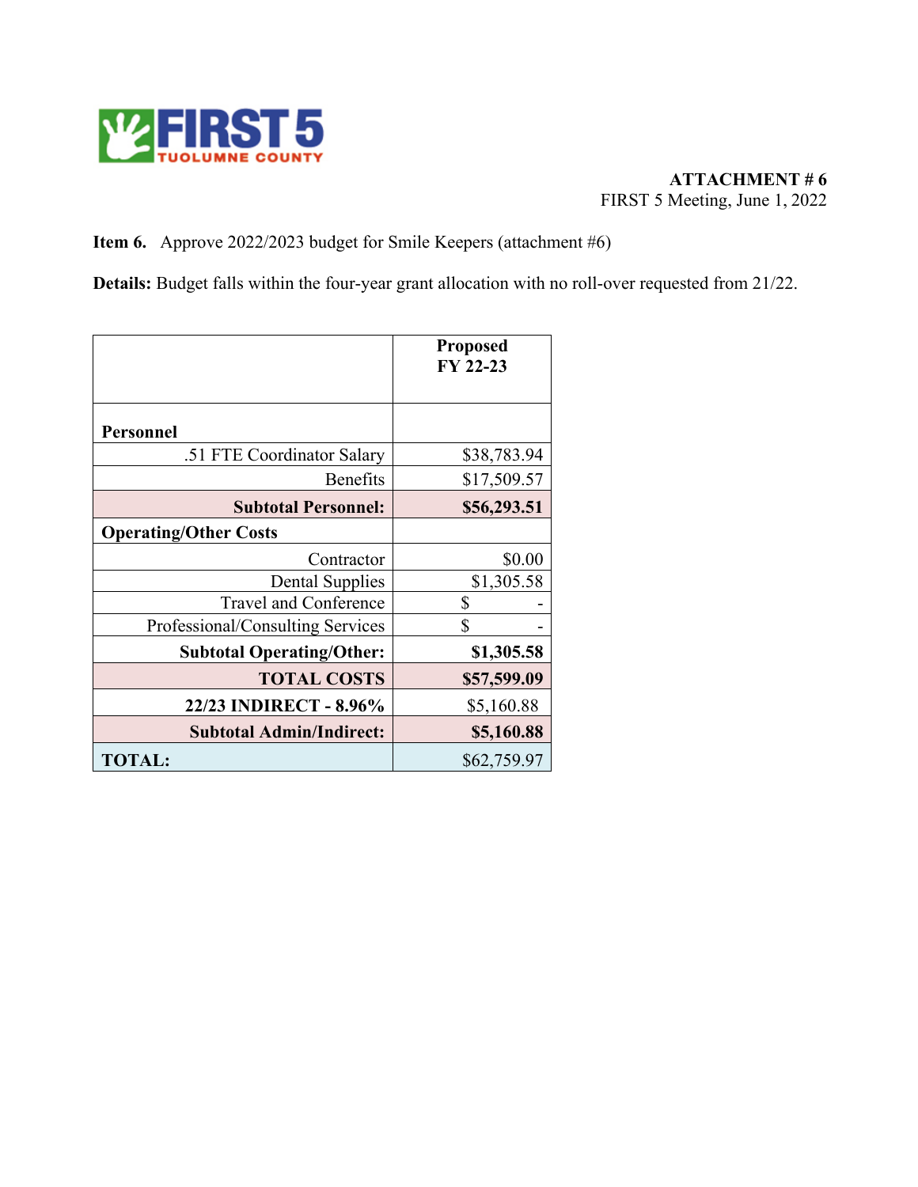FIRST 5 TUOLUMNE COUNTY

**ATTACHMENT # 6**
FIRST 5 Meeting, June 1, 2022

**Item 6.** Approve 2022/2023 budget for Smile Keepers (attachment #6)

**Details:** Budget falls within the four-year grant allocation with no roll-over requested from 21/22.

| | **Proposed FY 22-23** |
|---|---|
| **Personnel** | |
| .51 FTE Coordinator Salary | $38,783.94 |
| Benefits | $17,509.57 |
| **Subtotal Personnel:** | **$56,293.51** |
| **Operating/Other Costs** | |
| Contractor | $0.00 |
| Dental Supplies | $1,305.58 |
| Travel and Conference | $ - |
| Professional/Consulting Services | $ - |
| **Subtotal Operating/Other:** | **$1,305.58** |
| **TOTAL COSTS** | **$57,599.09** |
| **22/23 INDIRECT - 8.96%** | $5,160.88 |
| **Subtotal Admin/Indirect:** | **$5,160.88** |
| **TOTAL:** | $62,759.97 |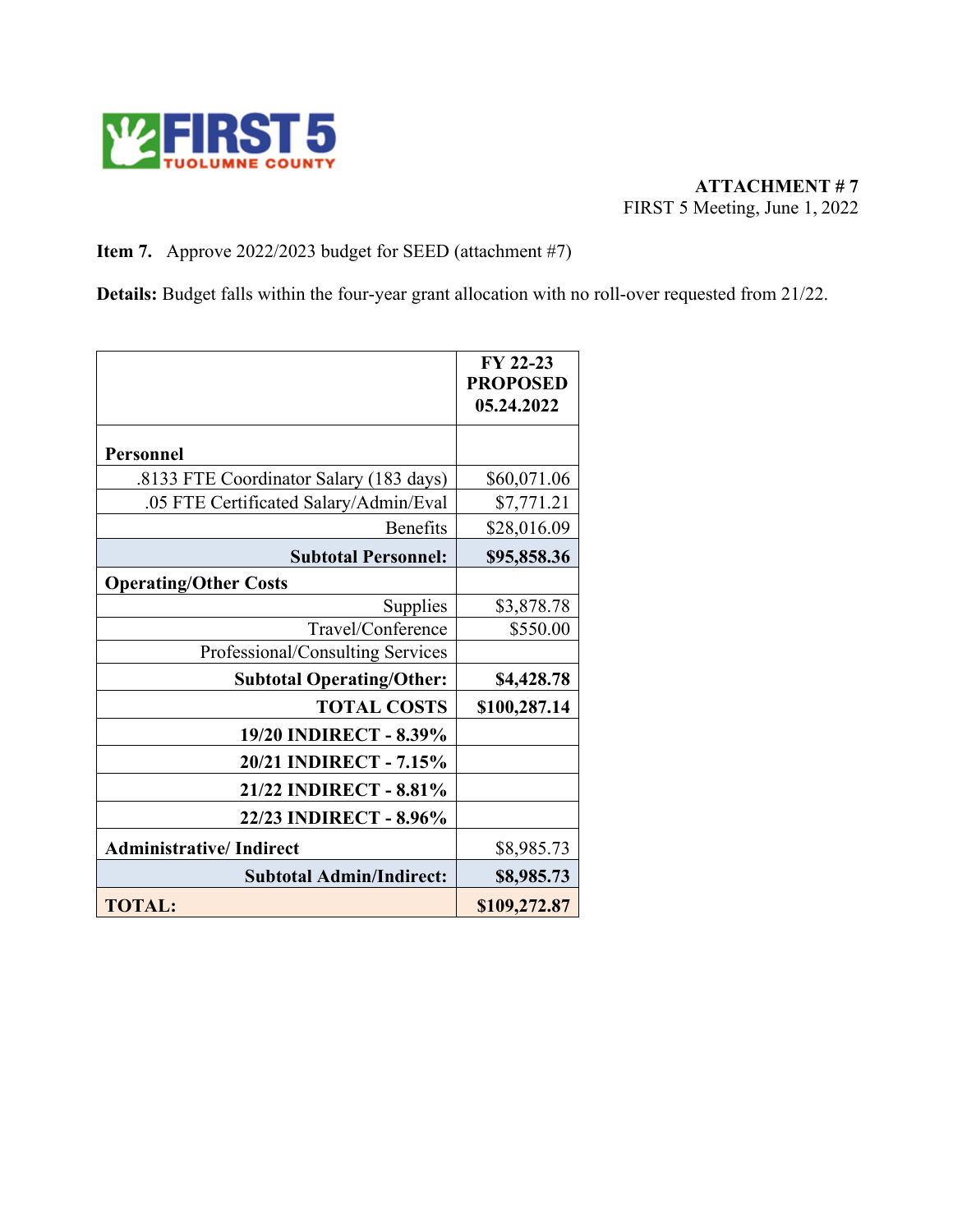FIRST 5 TUOLUMNE COUNTY

**ATTACHMENT # 7**
FIRST 5 Meeting, June 1, 2022

**Item 7.** Approve 2022/2023 budget for SEED (attachment #7)

**Details:** Budget falls within the four-year grant allocation with no roll-over requested from 21/22.

| | **FY 22-23 PROPOSED 05.24.2022** |
|---|---|
| **Personnel** | |
| .8133 FTE Coordinator Salary (183 days) | $60,071.06 |
| .05 FTE Certificated Salary/Admin/Eval | $7,771.21 |
| Benefits | $28,016.09 |
| **Subtotal Personnel:** | **$95,858.36** |
| **Operating/Other Costs** | |
| Supplies | $3,878.78 |
| Travel/Conference | $550.00 |
| Professional/Consulting Services | |
| **Subtotal Operating/Other:** | **$4,428.78** |
| **TOTAL COSTS** | **$100,287.14** |
| **19/20 INDIRECT - 8.39%** | |
| **20/21 INDIRECT - 7.15%** | |
| **21/22 INDIRECT - 8.81%** | |
| **22/23 INDIRECT - 8.96%** | |
| **Administrative/ Indirect** | $8,985.73 |
| **Subtotal Admin/Indirect:** | **$8,985.73** |
| **TOTAL:** | **$109,272.87** |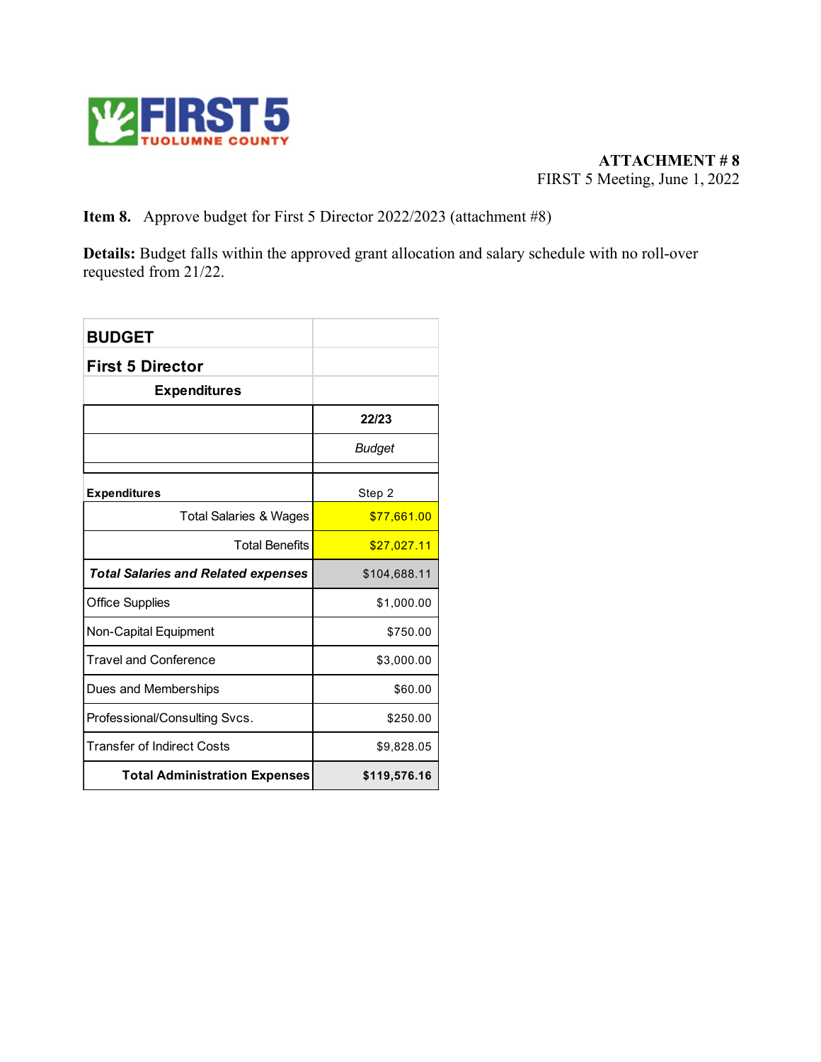FIRST 5 TUOLUMNE COUNTY

**ATTACHMENT # 8**
FIRST 5 Meeting, June 1, 2022

**Item 8.** Approve budget for First 5 Director 2022/2023 (attachment #8)

**Details:** Budget falls within the approved grant allocation and salary schedule with no roll-over requested from 21/22.

| **BUDGET** | |
|---|---|
| **First 5 Director** | |
| **Expenditures** | |
| | **22/23** |
| | *Budget* |
| | |
| **Expenditures** | Step 2 |
| Total Salaries & Wages | $77,661.00 |
| Total Benefits | $27,027.11 |
| ***Total Salaries and Related expenses*** | $104,688.11 |
| Office Supplies | $1,000.00 |
| Non-Capital Equipment | $750.00 |
| Travel and Conference | $3,000.00 |
| Dues and Memberships | $60.00 |
| Professional/Consulting Svcs. | $250.00 |
| Transfer of Indirect Costs | $9,828.05 |
| **Total Administration Expenses** | **$119,576.16** |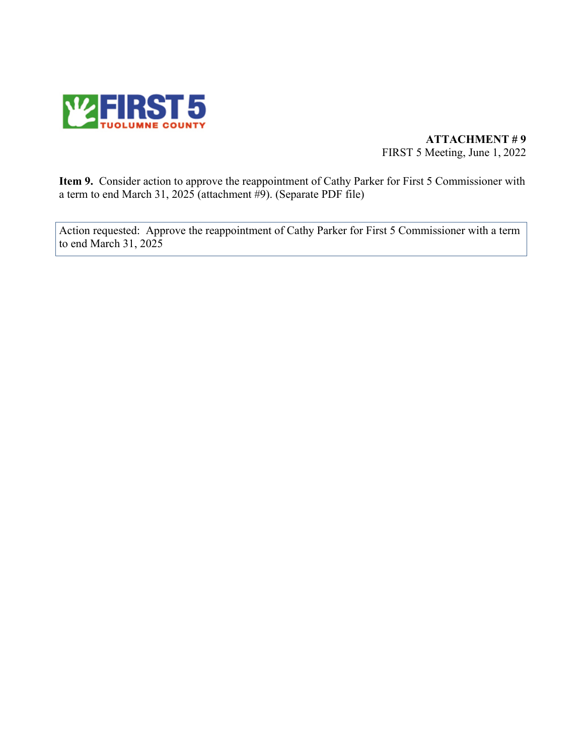FIRST 5 TUOLUMNE COUNTY

**ATTACHMENT # 9**
FIRST 5 Meeting, June 1, 2022

**Item 9.** Consider action to approve the reappointment of Cathy Parker for First 5 Commissioner with a term to end March 31, 2025 (attachment #9). (Separate PDF file)

| Action requested: Approve the reappointment of Cathy Parker for First 5 Commissioner with a term to end March 31, 2025 |
|---|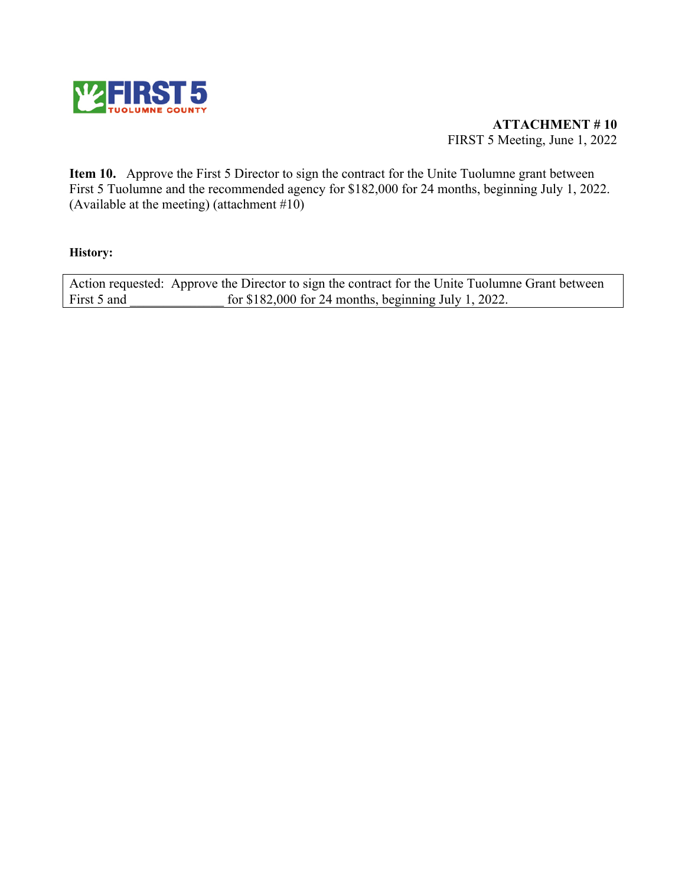**ATTACHMENT # 10**
FIRST 5 Meeting, June 1, 2022

**Item 10.** Approve the First 5 Director to sign the contract for the Unite Tuolumne grant between First 5 Tuolumne and the recommended agency for $182,000 for 24 months, beginning July 1, 2022. (Available at the meeting) (attachment #10)

**History:**

| Action requested: Approve the Director to sign the contract for the Unite Tuolumne Grant between First 5 and ______________ for $182,000 for 24 months, beginning July 1, 2022. |
|---|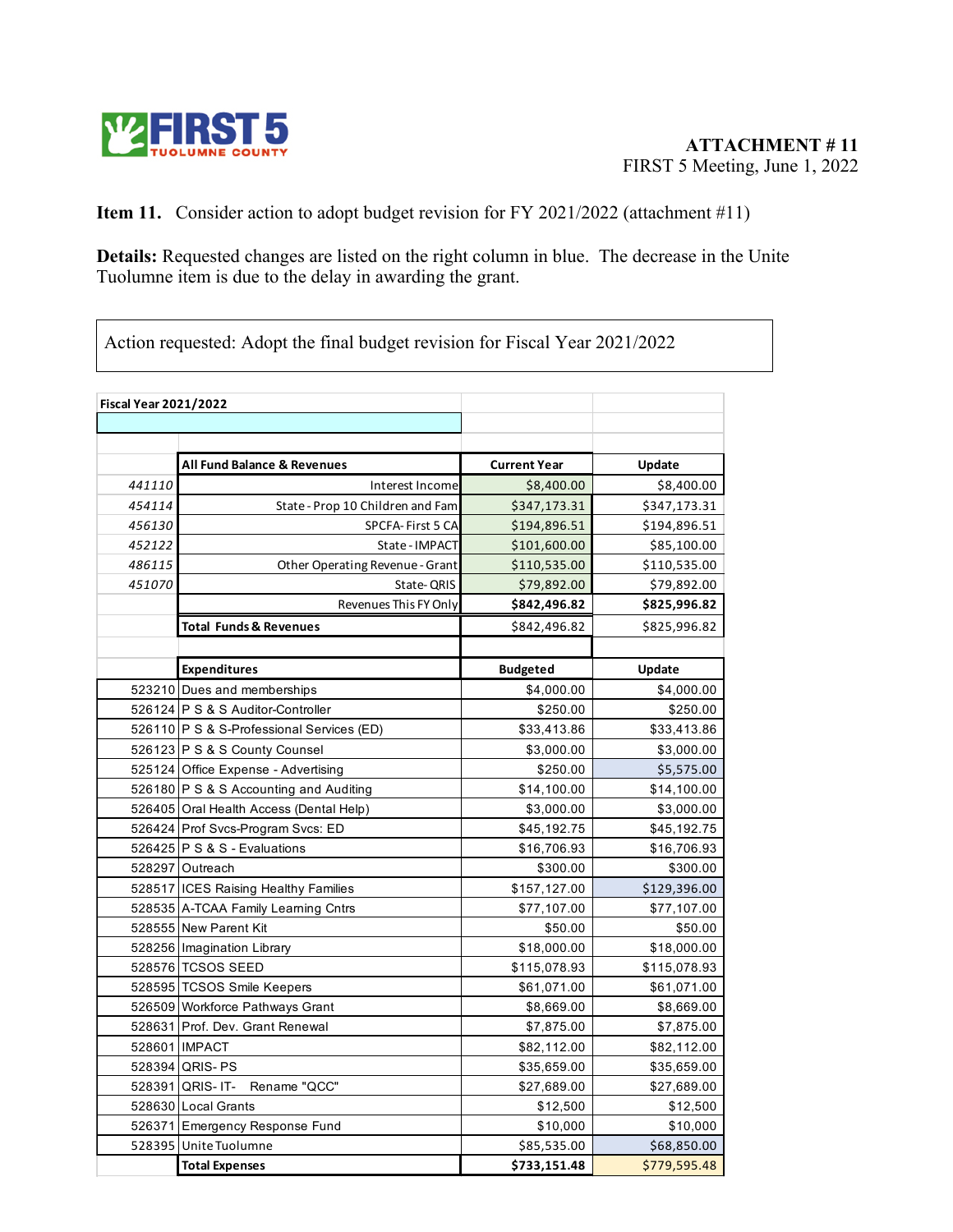FIRST 5 TUOLUMNE COUNTY

ATTACHMENT # 11
FIRST 5 Meeting, June 1, 2022

**Item 11.** Consider action to adopt budget revision for FY 2021/2022 (attachment #11)

**Details:** Requested changes are listed on the right column in blue. The decrease in the Unite Tuolumne item is due to the delay in awarding the grant.

Action requested: Adopt the final budget revision for Fiscal Year 2021/2022

| Fiscal Year 2021/2022 | | | |
|---|---|---|---|
| | **All Fund Balance & Revenues** | **Current Year** | **Update** |
| *441110* | Interest Income | $8,400.00 | $8,400.00 |
| *454114* | State - Prop 10 Children and Fam | $347,173.31 | $347,173.31 |
| *456130* | SPCFA- First 5 CA | $194,896.51 | $194,896.51 |
| *452122* | State - IMPACT | $101,600.00 | $85,100.00 |
| *486115* | Other Operating Revenue - Grant | $110,535.00 | $110,535.00 |
| *451070* | State- QRIS | $79,892.00 | $79,892.00 |
| | Revenues This FY Only | **$842,496.82** | **$825,996.82** |
| | **Total Funds & Revenues** | $842,496.82 | $825,996.82 |
| | | | |
| | **Expenditures** | **Budgeted** | **Update** |
| 523210 | Dues and memberships | $4,000.00 | $4,000.00 |
| 526124 | P S & S Auditor-Controller | $250.00 | $250.00 |
| 526110 | P S & S-Professional Services (ED) | $33,413.86 | $33,413.86 |
| 526123 | P S & S County Counsel | $3,000.00 | $3,000.00 |
| 525124 | Office Expense - Advertising | $250.00 | $5,575.00 |
| 526180 | P S & S Accounting and Auditing | $14,100.00 | $14,100.00 |
| 526405 | Oral Health Access (Dental Help) | $3,000.00 | $3,000.00 |
| 526424 | Prof Svcs-Program Svcs: ED | $45,192.75 | $45,192.75 |
| 526425 | P S & S - Evaluations | $16,706.93 | $16,706.93 |
| 528297 | Outreach | $300.00 | $300.00 |
| 528517 | ICES Raising Healthy Families | $157,127.00 | $129,396.00 |
| 528535 | A-TCAA Family Learning Cntrs | $77,107.00 | $77,107.00 |
| 528555 | New Parent Kit | $50.00 | $50.00 |
| 528256 | Imagination Library | $18,000.00 | $18,000.00 |
| 528576 | TCSOS SEED | $115,078.93 | $115,078.93 |
| 528595 | TCSOS Smile Keepers | $61,071.00 | $61,071.00 |
| 526509 | Workforce Pathways Grant | $8,669.00 | $8,669.00 |
| 528631 | Prof. Dev. Grant Renewal | $7,875.00 | $7,875.00 |
| 528601 | IMPACT | $82,112.00 | $82,112.00 |
| 528394 | QRIS- PS | $35,659.00 | $35,659.00 |
| 528391 | QRIS- IT- Rename "QCC" | $27,689.00 | $27,689.00 |
| 528630 | Local Grants | $12,500 | $12,500 |
| 526371 | Emergency Response Fund | $10,000 | $10,000 |
| 528395 | Unite Tuolumne | $85,535.00 | $68,850.00 |
| | **Total Expenses** | **$733,151.48** | $779,595.48 |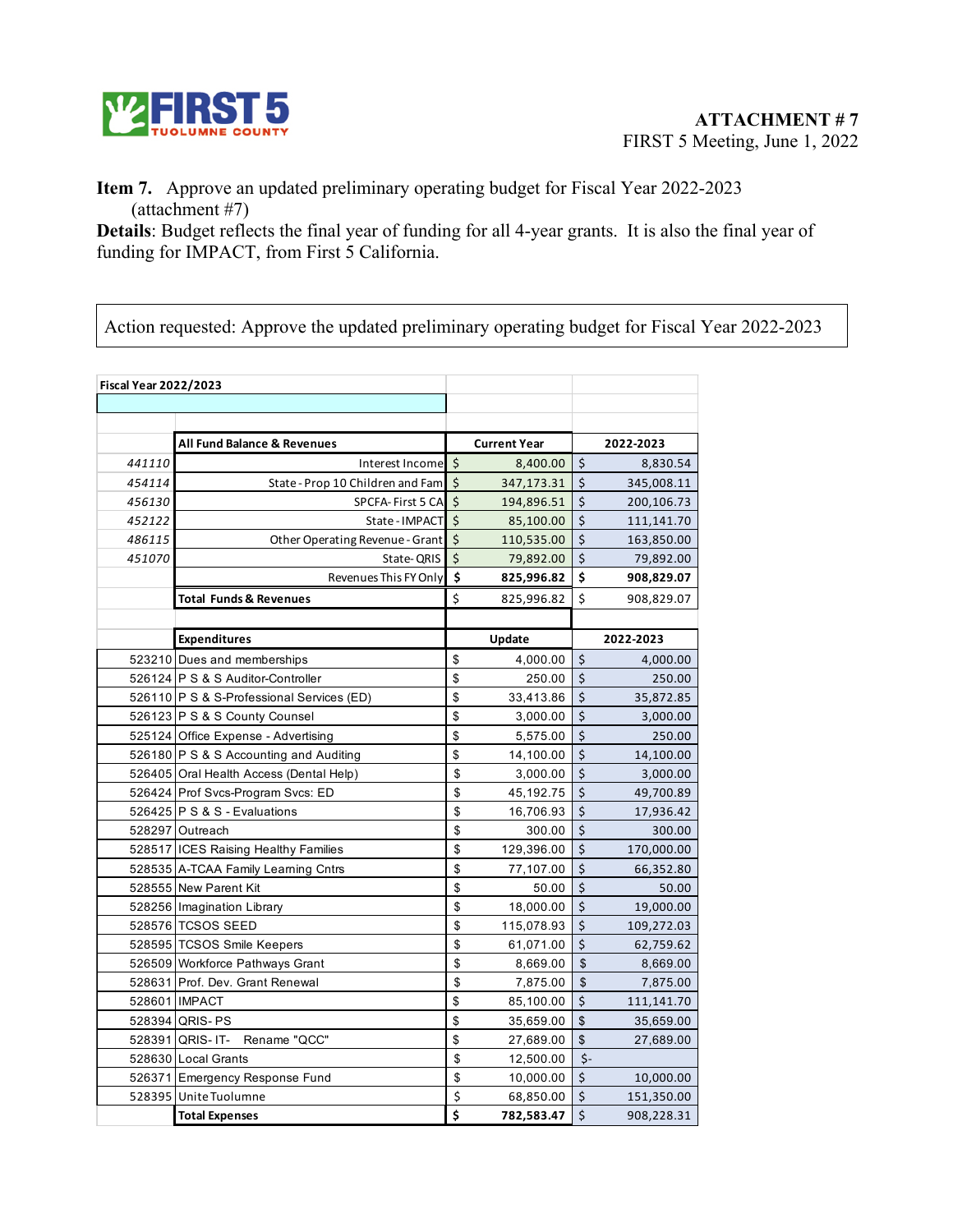**ATTACHMENT # 7**
FIRST 5 Meeting, June 1, 2022

**Item 7.** Approve an updated preliminary operating budget for Fiscal Year 2022-2023 (attachment #7)

**Details**: Budget reflects the final year of funding for all 4-year grants. It is also the final year of funding for IMPACT, from First 5 California.

Action requested: Approve the updated preliminary operating budget for Fiscal Year 2022-2023

**Fiscal Year 2022/2023**

| | **All Fund Balance & Revenues** | **Current Year** | **2022-2023** |
|---|---|---|---|
| *441110* | Interest Income | $ 8,400.00 | $ 8,830.54 |
| *454114* | State - Prop 10 Children and Fam | $ 347,173.31 | $ 345,008.11 |
| *456130* | SPCFA- First 5 CA | $ 194,896.51 | $ 200,106.73 |
| *452122* | State - IMPACT | $ 85,100.00 | $ 111,141.70 |
| *486115* | Other Operating Revenue - Grant | $ 110,535.00 | $ 163,850.00 |
| *451070* | State- QRIS | $ 79,892.00 | $ 79,892.00 |
| | Revenues This FY Only | **$ 825,996.82** | **$ 908,829.07** |
| | **Total Funds & Revenues** | $ 825,996.82 | $ 908,829.07 |

| | **Expenditures** | **Update** | **2022-2023** |
|---|---|---|---|
| 523210 | Dues and memberships | $ 4,000.00 | $ 4,000.00 |
| 526124 | P S & S Auditor-Controller | $ 250.00 | $ 250.00 |
| 526110 | P S & S-Professional Services (ED) | $ 33,413.86 | $ 35,872.85 |
| 526123 | P S & S County Counsel | $ 3,000.00 | $ 3,000.00 |
| 525124 | Office Expense - Advertising | $ 5,575.00 | $ 250.00 |
| 526180 | P S & S Accounting and Auditing | $ 14,100.00 | $ 14,100.00 |
| 526405 | Oral Health Access (Dental Help) | $ 3,000.00 | $ 3,000.00 |
| 526424 | Prof Svcs-Program Svcs: ED | $ 45,192.75 | $ 49,700.89 |
| 526425 | P S & S - Evaluations | $ 16,706.93 | $ 17,936.42 |
| 528297 | Outreach | $ 300.00 | $ 300.00 |
| 528517 | ICES Raising Healthy Families | $ 129,396.00 | $ 170,000.00 |
| 528535 | A-TCAA Family Learning Cntrs | $ 77,107.00 | $ 66,352.80 |
| 528555 | New Parent Kit | $ 50.00 | $ 50.00 |
| 528256 | Imagination Library | $ 18,000.00 | $ 19,000.00 |
| 528576 | TCSOS SEED | $ 115,078.93 | $ 109,272.03 |
| 528595 | TCSOS Smile Keepers | $ 61,071.00 | $ 62,759.62 |
| 526509 | Workforce Pathways Grant | $ 8,669.00 | $ 8,669.00 |
| 528631 | Prof. Dev. Grant Renewal | $ 7,875.00 | $ 7,875.00 |
| 528601 | IMPACT | $ 85,100.00 | $ 111,141.70 |
| 528394 | QRIS- PS | $ 35,659.00 | $ 35,659.00 |
| 528391 | QRIS- IT- Rename "QCC" | $ 27,689.00 | $ 27,689.00 |
| 528630 | Local Grants | $ 12,500.00 | $- |
| 526371 | Emergency Response Fund | $ 10,000.00 | $ 10,000.00 |
| 528395 | Unite Tuolumne | $ 68,850.00 | $ 151,350.00 |
| | **Total Expenses** | **$ 782,583.47** | $ 908,228.31 |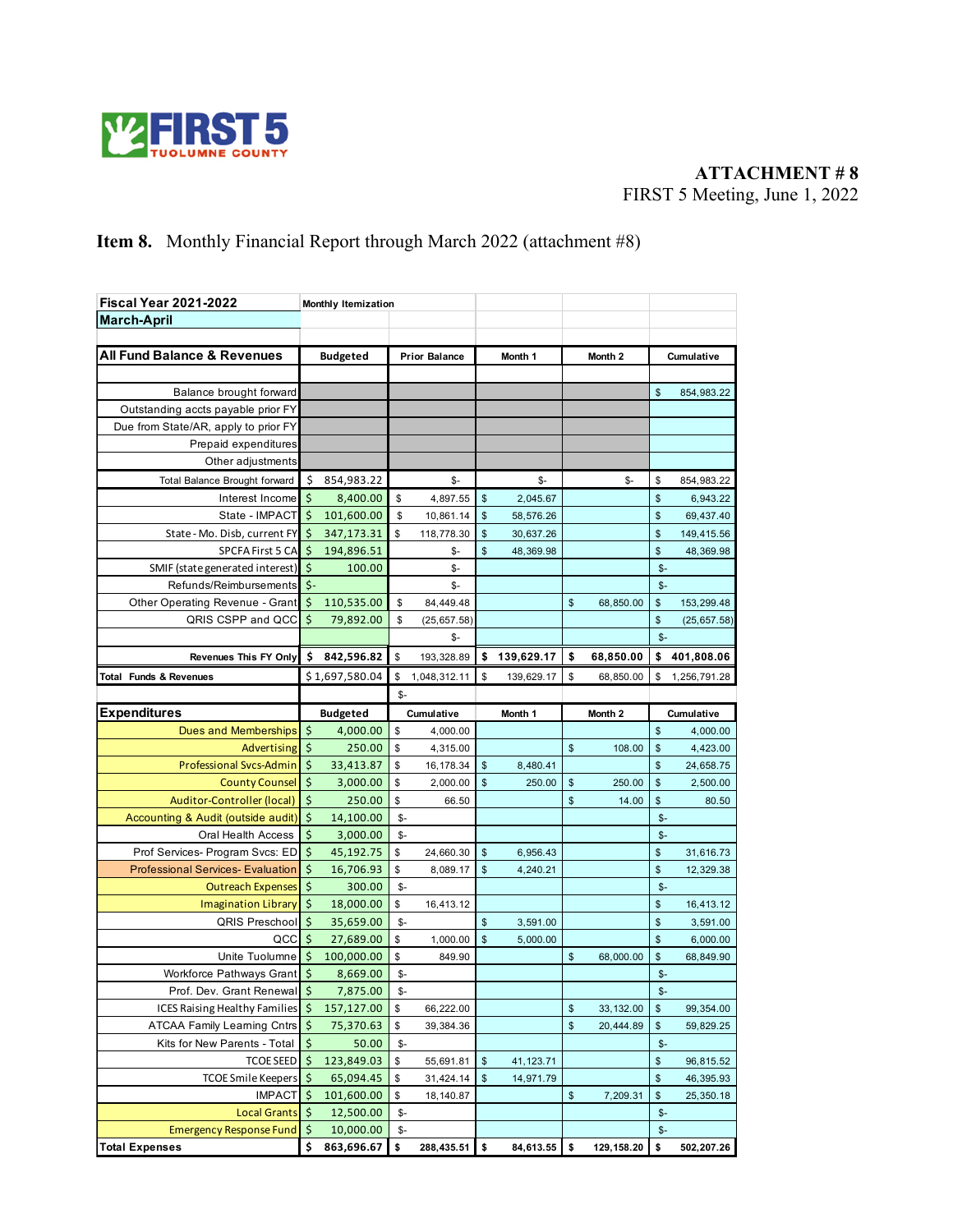FIRST 5 TUOLUMNE COUNTY

**ATTACHMENT # 8**
FIRST 5 Meeting, June 1, 2022

**Item 8.** Monthly Financial Report through March 2022 (attachment #8)

| Fiscal Year 2021-2022 | Monthly Itemization | | | | |
|---|---|---|---|---|---|
| March-April | | | | | |
| | | | | | |
| **All Fund Balance & Revenues** | **Budgeted** | **Prior Balance** | **Month 1** | **Month 2** | **Cumulative** |
| | | | | | |
| Balance brought forward | | | | | $ 854,983.22 |
| Outstanding accts payable prior FY | | | | | |
| Due from State/AR, apply to prior FY | | | | | |
| Prepaid expenditures | | | | | |
| Other adjustments | | | | | |
| Total Balance Brought forward | $ 854,983.22 | $- | $- | $- | $ 854,983.22 |
| Interest Income | $ 8,400.00 | $ 4,897.55 | $ 2,045.67 | | $ 6,943.22 |
| State - IMPACT | $ 101,600.00 | $ 10,861.14 | $ 58,576.26 | | $ 69,437.40 |
| State - Mo. Disb, current FY | $ 347,173.31 | $ 118,778.30 | $ 30,637.26 | | $ 149,415.56 |
| SPCFA First 5 CA | $ 194,896.51 | $- | $ 48,369.98 | | $ 48,369.98 |
| SMIF (state generated interest) | $ 100.00 | $- | | | $- |
| Refunds/Reimbursements | $- | $- | | | $- |
| Other Operating Revenue - Grant | $ 110,535.00 | $ 84,449.48 | | $ 68,850.00 | $ 153,299.48 |
| QRIS CSPP and QCC | $ 79,892.00 | $ (25,657.58) | | | $ (25,657.58) |
| | | $- | | | $- |
| **Revenues This FY Only** | **$ 842,596.82** | $ 193,328.89 | **$ 139,629.17** | **$ 68,850.00** | **$ 401,808.06** |
| **Total Funds & Revenues** | $ 1,697,580.04 | $ 1,048,312.11 | $ 139,629.17 | $ 68,850.00 | $ 1,256,791.28 |
| | | $- | | | |
| **Expenditures** | **Budgeted** | **Cumulative** | **Month 1** | **Month 2** | **Cumulative** |
| Dues and Memberships | $ 4,000.00 | $ 4,000.00 | | | $ 4,000.00 |
| Advertising | $ 250.00 | $ 4,315.00 | | $ 108.00 | $ 4,423.00 |
| Professional Svcs-Admin | $ 33,413.87 | $ 16,178.34 | $ 8,480.41 | | $ 24,658.75 |
| County Counsel | $ 3,000.00 | $ 2,000.00 | $ 250.00 | $ 250.00 | $ 2,500.00 |
| Auditor-Controller (local) | $ 250.00 | $ 66.50 | | $ 14.00 | $ 80.50 |
| Accounting & Audit (outside audit) | $ 14,100.00 | $- | | | $- |
| Oral Health Access | $ 3,000.00 | $- | | | $- |
| Prof Services- Program Svcs: ED | $ 45,192.75 | $ 24,660.30 | $ 6,956.43 | | $ 31,616.73 |
| Professional Services- Evaluation | $ 16,706.93 | $ 8,089.17 | $ 4,240.21 | | $ 12,329.38 |
| Outreach Expenses | $ 300.00 | $- | | | $- |
| Imagination Library | $ 18,000.00 | $ 16,413.12 | | | $ 16,413.12 |
| QRIS Preschool | $ 35,659.00 | $- | $ 3,591.00 | | $ 3,591.00 |
| QCC | $ 27,689.00 | $ 1,000.00 | $ 5,000.00 | | $ 6,000.00 |
| Unite Tuolumne | $ 100,000.00 | $ 849.90 | | $ 68,000.00 | $ 68,849.90 |
| Workforce Pathways Grant | $ 8,669.00 | $- | | | $- |
| Prof. Dev. Grant Renewal | $ 7,875.00 | $- | | | $- |
| ICES Raising Healthy Families | $ 157,127.00 | $ 66,222.00 | | $ 33,132.00 | $ 99,354.00 |
| ATCAA Family Leaming Cntrs | $ 75,370.63 | $ 39,384.36 | | $ 20,444.89 | $ 59,829.25 |
| Kits for New Parents - Total | $ 50.00 | $- | | | $- |
| TCOE SEED | $ 123,849.03 | $ 55,691.81 | $ 41,123.71 | | $ 96,815.52 |
| TCOE Smile Keepers | $ 65,094.45 | $ 31,424.14 | $ 14,971.79 | | $ 46,395.93 |
| IMPACT | $ 101,600.00 | $ 18,140.87 | | $ 7,209.31 | $ 25,350.18 |
| Local Grants | $ 12,500.00 | $- | | | $- |
| Emergency Response Fund | $ 10,000.00 | $- | | | $- |
| **Total Expenses** | **$ 863,696.67** | **$ 288,435.51** | **$ 84,613.55** | **$ 129,158.20** | **$ 502,207.26** |